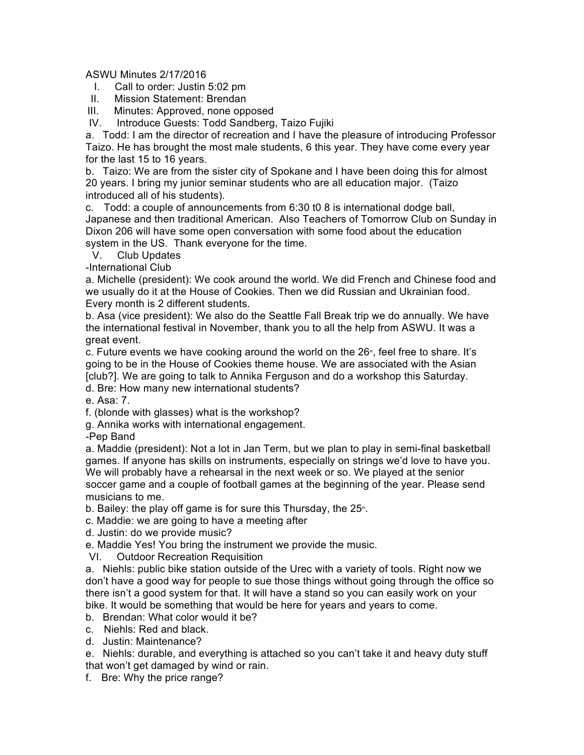ASWU Minutes 2/17/2016

I. Call to order: Justin 5:02 pm

II. Mission Statement: Brendan

III. Minutes: Approved, none opposed

IV. Introduce Guests: Todd Sandberg, Taizo Fujiki

a. Todd: I am the director of recreation and I have the pleasure of introducing Professor Taizo. He has brought the most male students, 6 this year. They have come every year for the last 15 to 16 years.

b. Taizo: We are from the sister city of Spokane and I have been doing this for almost 20 years. I bring my junior seminar students who are all education major. (Taizo introduced all of his students).

c. Todd: a couple of announcements from 6:30 t0 8 is international dodge ball, Japanese and then traditional American. Also Teachers of Tomorrow Club on Sunday in Dixon 206 will have some open conversation with some food about the education system in the US. Thank everyone for the time.

V. Club Updates

-International Club

a. Michelle (president): We cook around the world. We did French and Chinese food and we usually do it at the House of Cookies. Then we did Russian and Ukrainian food. Every month is 2 different students.

b. Asa (vice president): We also do the Seattle Fall Break trip we do annually. We have the international festival in November, thank you to all the help from ASWU. It was a great event.

c. Future events we have cooking around the world on the 26th, feel free to share. It's going to be in the House of Cookies theme house. We are associated with the Asian [club?]. We are going to talk to Annika Ferguson and do a workshop this Saturday.

d. Bre: How many new international students?

e. Asa: 7.

f. (blonde with glasses) what is the workshop?

g. Annika works with international engagement.

-Pep Band

a. Maddie (president): Not a lot in Jan Term, but we plan to play in semi-final basketball games. If anyone has skills on instruments, especially on strings we'd love to have you. We will probably have a rehearsal in the next week or so. We played at the senior soccer game and a couple of football games at the beginning of the year. Please send musicians to me.

b. Bailey: the play off game is for sure this Thursday, the 25th.

c. Maddie: we are going to have a meeting after

d. Justin: do we provide music?

e. Maddie Yes! You bring the instrument we provide the music.

VI. Outdoor Recreation Requisition

a. Niehls: public bike station outside of the Urec with a variety of tools. Right now we don't have a good way for people to sue those things without going through the office so there isn't a good system for that. It will have a stand so you can easily work on your bike. It would be something that would be here for years and years to come.

b. Brendan: What color would it be?

c. Niehls: Red and black.

d. Justin: Maintenance?

e. Niehls: durable, and everything is attached so you can't take it and heavy duty stuff that won't get damaged by wind or rain.

f. Bre: Why the price range?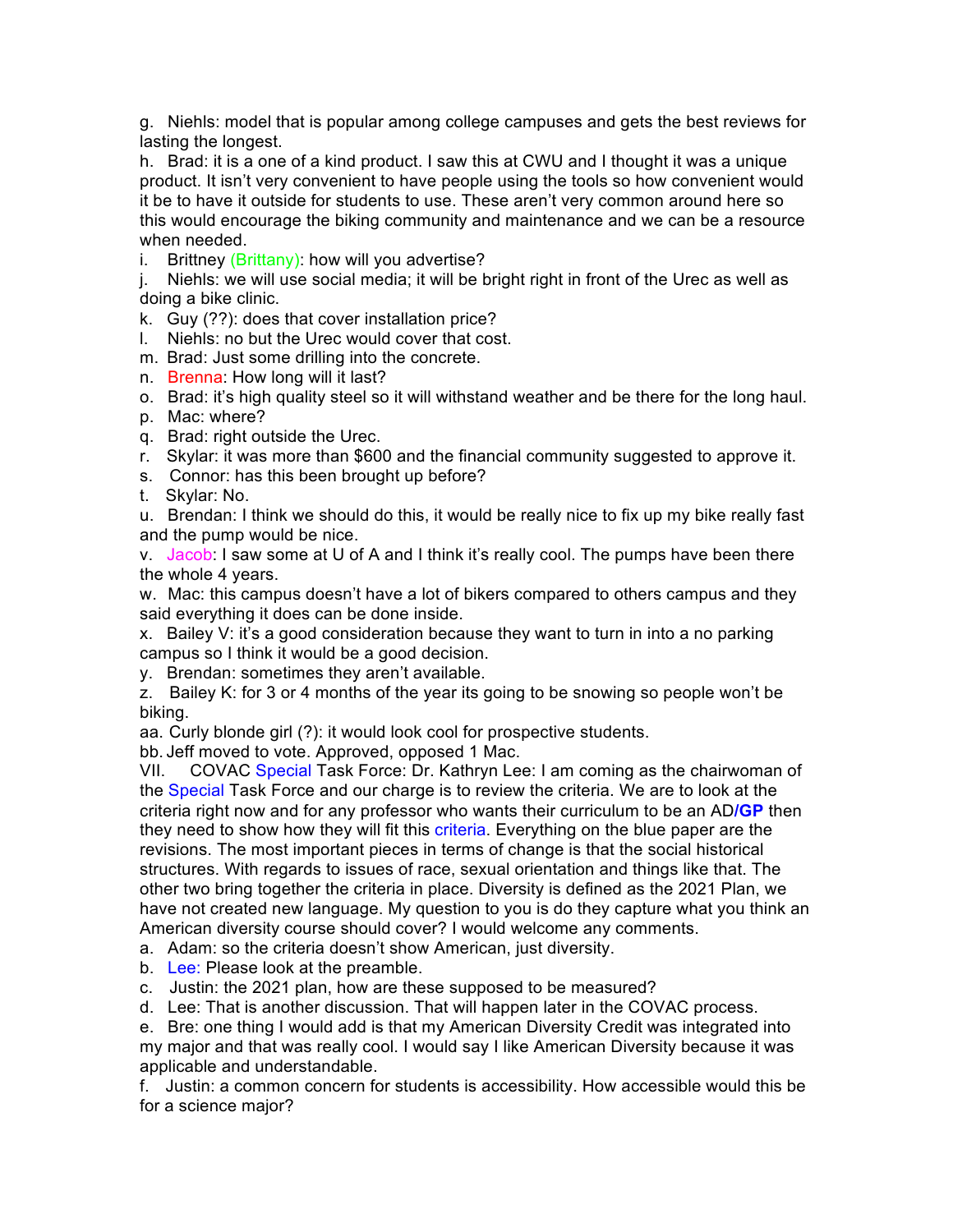g. Niehls: model that is popular among college campuses and gets the best reviews for lasting the longest.

h. Brad: it is a one of a kind product. I saw this at CWU and I thought it was a unique product. It isn't very convenient to have people using the tools so how convenient would it be to have it outside for students to use. These aren't very common around here so this would encourage the biking community and maintenance and we can be a resource when needed.

i. Brittney (Brittany): how will you advertise?

j. Niehls: we will use social media; it will be bright right in front of the Urec as well as doing a bike clinic.

k. Guy (??): does that cover installation price?

l. Niehls: no but the Urec would cover that cost.

m. Brad: Just some drilling into the concrete.

n. Brenna: How long will it last?

o. Brad: it's high quality steel so it will withstand weather and be there for the long haul.

p. Mac: where?

q. Brad: right outside the Urec.

r. Skylar: it was more than $600 and the financial community suggested to approve it.

s. Connor: has this been brought up before?

t. Skylar: No.

u. Brendan: I think we should do this, it would be really nice to fix up my bike really fast and the pump would be nice.

v. Jacob: I saw some at U of A and I think it's really cool. The pumps have been there the whole 4 years.

w. Mac: this campus doesn't have a lot of bikers compared to others campus and they said everything it does can be done inside.

x. Bailey V: it's a good consideration because they want to turn in into a no parking campus so I think it would be a good decision.

y. Brendan: sometimes they aren't available.

z. Bailey K: for 3 or 4 months of the year its going to be snowing so people won't be biking.

aa. Curly blonde girl (?): it would look cool for prospective students.

bb. Jeff moved to vote. Approved, opposed 1 Mac.

VII. COVAC Special Task Force: Dr. Kathryn Lee: I am coming as the chairwoman of the Special Task Force and our charge is to review the criteria. We are to look at the criteria right now and for any professor who wants their curriculum to be an AD/**GP** then they need to show how they will fit this criteria. Everything on the blue paper are the revisions. The most important pieces in terms of change is that the social historical structures. With regards to issues of race, sexual orientation and things like that. The other two bring together the criteria in place. Diversity is defined as the 2021 Plan, we have not created new language. My question to you is do they capture what you think an American diversity course should cover? I would welcome any comments.

a. Adam: so the criteria doesn't show American, just diversity.

b. Lee: Please look at the preamble.

c. Justin: the 2021 plan, how are these supposed to be measured?

d. Lee: That is another discussion. That will happen later in the COVAC process.

e. Bre: one thing I would add is that my American Diversity Credit was integrated into my major and that was really cool. I would say I like American Diversity because it was applicable and understandable.

f. Justin: a common concern for students is accessibility. How accessible would this be for a science major?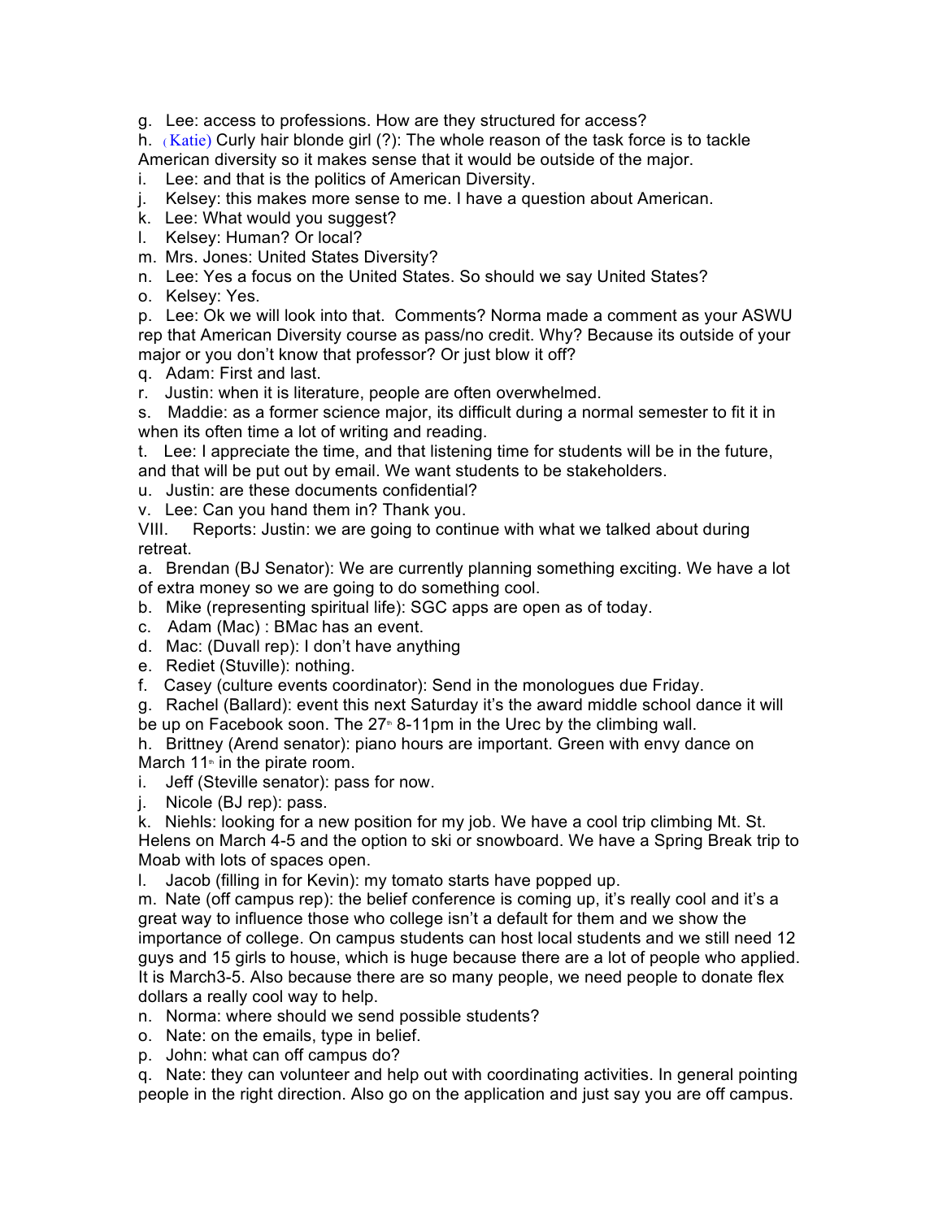g. Lee: access to professions. How are they structured for access?

h. (Katie) Curly hair blonde girl (?): The whole reason of the task force is to tackle American diversity so it makes sense that it would be outside of the major.

i. Lee: and that is the politics of American Diversity.

j. Kelsey: this makes more sense to me. I have a question about American.

k. Lee: What would you suggest?

l. Kelsey: Human? Or local?

m. Mrs. Jones: United States Diversity?

n. Lee: Yes a focus on the United States. So should we say United States?

o. Kelsey: Yes.

p. Lee: Ok we will look into that. Comments? Norma made a comment as your ASWU rep that American Diversity course as pass/no credit. Why? Because its outside of your major or you don't know that professor? Or just blow it off?

q. Adam: First and last.

r. Justin: when it is literature, people are often overwhelmed.

s. Maddie: as a former science major, its difficult during a normal semester to fit it in when its often time a lot of writing and reading.

t. Lee: I appreciate the time, and that listening time for students will be in the future, and that will be put out by email. We want students to be stakeholders.

u. Justin: are these documents confidential?

v. Lee: Can you hand them in? Thank you.

VIII. Reports: Justin: we are going to continue with what we talked about during retreat.

a. Brendan (BJ Senator): We are currently planning something exciting. We have a lot of extra money so we are going to do something cool.

b. Mike (representing spiritual life): SGC apps are open as of today.

c. Adam (Mac) : BMac has an event.

d. Mac: (Duvall rep): I don't have anything

e. Rediet (Stuville): nothing.

f. Casey (culture events coordinator): Send in the monologues due Friday.

g. Rachel (Ballard): event this next Saturday it's the award middle school dance it will be up on Facebook soon. The 27th 8-11pm in the Urec by the climbing wall.

h. Brittney (Arend senator): piano hours are important. Green with envy dance on March 11th in the pirate room.

i. Jeff (Steville senator): pass for now.

j. Nicole (BJ rep): pass.

k. Niehls: looking for a new position for my job. We have a cool trip climbing Mt. St. Helens on March 4-5 and the option to ski or snowboard. We have a Spring Break trip to Moab with lots of spaces open.

l. Jacob (filling in for Kevin): my tomato starts have popped up.

m. Nate (off campus rep): the belief conference is coming up, it's really cool and it's a great way to influence those who college isn't a default for them and we show the importance of college. On campus students can host local students and we still need 12 guys and 15 girls to house, which is huge because there are a lot of people who applied. It is March3-5. Also because there are so many people, we need people to donate flex dollars a really cool way to help.

n. Norma: where should we send possible students?

o. Nate: on the emails, type in belief.

p. John: what can off campus do?

q. Nate: they can volunteer and help out with coordinating activities. In general pointing people in the right direction. Also go on the application and just say you are off campus.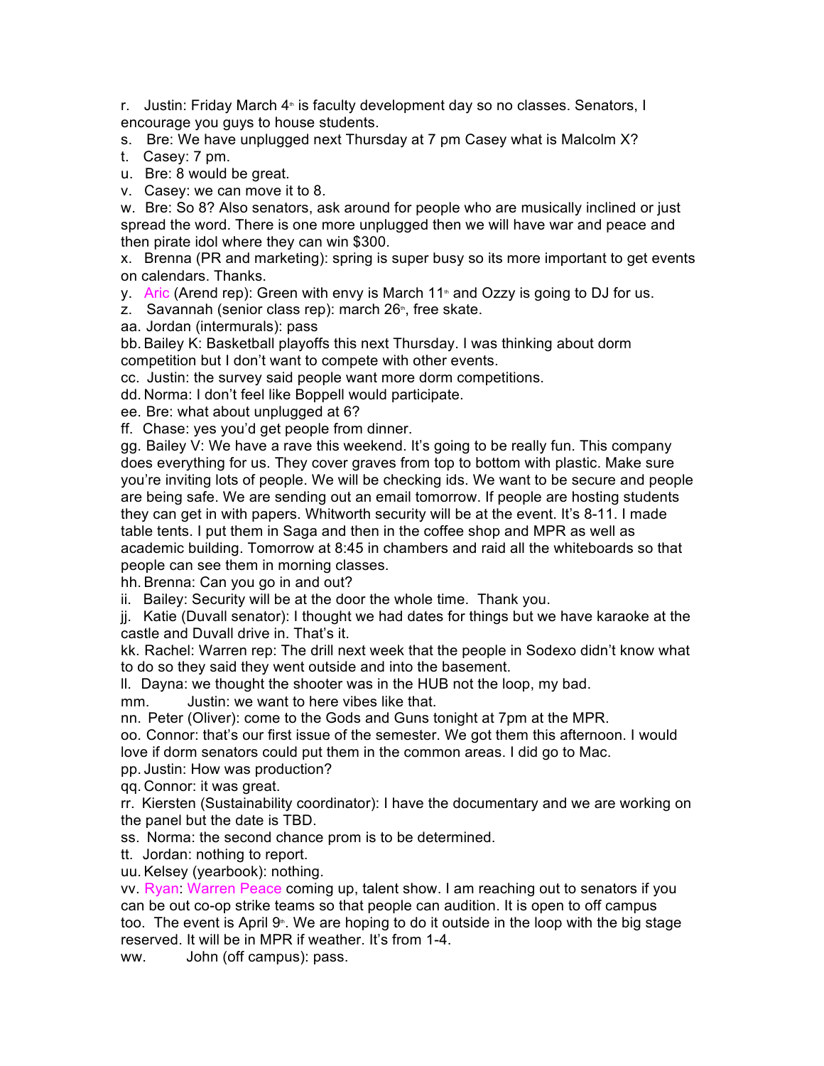r. Justin: Friday March 4th is faculty development day so no classes. Senators, I encourage you guys to house students.

s. Bre: We have unplugged next Thursday at 7 pm Casey what is Malcolm X?

t. Casey: 7 pm.

u. Bre: 8 would be great.

v. Casey: we can move it to 8.

w. Bre: So 8? Also senators, ask around for people who are musically inclined or just spread the word. There is one more unplugged then we will have war and peace and then pirate idol where they can win $300.

x. Brenna (PR and marketing): spring is super busy so its more important to get events on calendars. Thanks.

y. Aric (Arend rep): Green with envy is March 11th and Ozzy is going to DJ for us.

z. Savannah (senior class rep): march 26th, free skate.

aa. Jordan (intermurals): pass

bb. Bailey K: Basketball playoffs this next Thursday. I was thinking about dorm competition but I don't want to compete with other events.

cc. Justin: the survey said people want more dorm competitions.

dd. Norma: I don't feel like Boppell would participate.

ee. Bre: what about unplugged at 6?

ff. Chase: yes you'd get people from dinner.

gg. Bailey V: We have a rave this weekend. It's going to be really fun. This company does everything for us. They cover graves from top to bottom with plastic. Make sure you're inviting lots of people. We will be checking ids. We want to be secure and people are being safe. We are sending out an email tomorrow. If people are hosting students they can get in with papers. Whitworth security will be at the event. It's 8-11. I made table tents. I put them in Saga and then in the coffee shop and MPR as well as academic building. Tomorrow at 8:45 in chambers and raid all the whiteboards so that people can see them in morning classes.

hh. Brenna: Can you go in and out?

ii. Bailey: Security will be at the door the whole time. Thank you.

jj. Katie (Duvall senator): I thought we had dates for things but we have karaoke at the castle and Duvall drive in. That's it.

kk. Rachel: Warren rep: The drill next week that the people in Sodexo didn't know what to do so they said they went outside and into the basement.

ll. Dayna: we thought the shooter was in the HUB not the loop, my bad.

mm. Justin: we want to here vibes like that.

nn. Peter (Oliver): come to the Gods and Guns tonight at 7pm at the MPR.

oo. Connor: that's our first issue of the semester. We got them this afternoon. I would love if dorm senators could put them in the common areas. I did go to Mac.

pp. Justin: How was production?

qq. Connor: it was great.

rr. Kiersten (Sustainability coordinator): I have the documentary and we are working on the panel but the date is TBD.

ss. Norma: the second chance prom is to be determined.

tt. Jordan: nothing to report.

uu. Kelsey (yearbook): nothing.

vv. Ryan: Warren Peace coming up, talent show. I am reaching out to senators if you can be out co-op strike teams so that people can audition. It is open to off campus too. The event is April 9th. We are hoping to do it outside in the loop with the big stage reserved. It will be in MPR if weather. It's from 1-4.

ww. John (off campus): pass.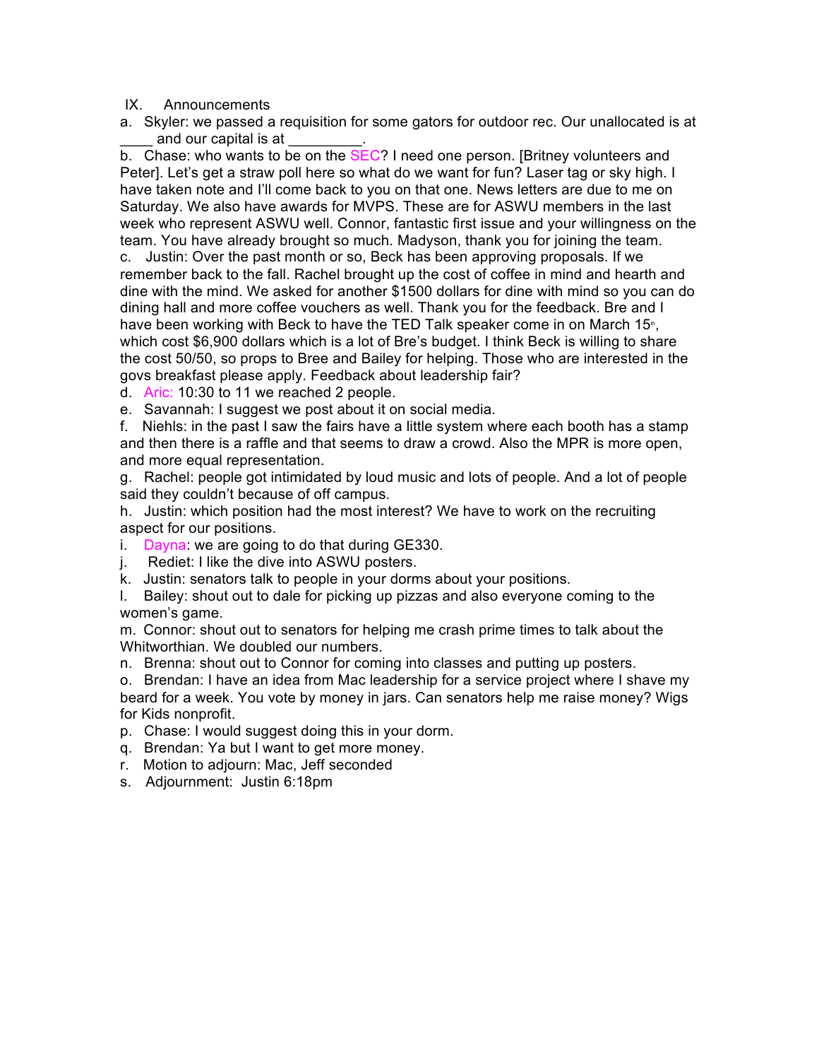IX. Announcements

a. Skyler: we passed a requisition for some gators for outdoor rec. Our unallocated is at ____ and our capital is at _________.

b. Chase: who wants to be on the SEC? I need one person. [Britney volunteers and Peter]. Let's get a straw poll here so what do we want for fun? Laser tag or sky high. I have taken note and I'll come back to you on that one. News letters are due to me on Saturday. We also have awards for MVPS. These are for ASWU members in the last week who represent ASWU well. Connor, fantastic first issue and your willingness on the team. You have already brought so much. Madyson, thank you for joining the team.

c. Justin: Over the past month or so, Beck has been approving proposals. If we remember back to the fall. Rachel brought up the cost of coffee in mind and hearth and dine with the mind. We asked for another $1500 dollars for dine with mind so you can do dining hall and more coffee vouchers as well. Thank you for the feedback. Bre and I have been working with Beck to have the TED Talk speaker come in on March 15th, which cost $6,900 dollars which is a lot of Bre's budget. I think Beck is willing to share the cost 50/50, so props to Bree and Bailey for helping. Those who are interested in the govs breakfast please apply. Feedback about leadership fair?

d. Aric: 10:30 to 11 we reached 2 people.

e. Savannah: I suggest we post about it on social media.

f. Niehls: in the past I saw the fairs have a little system where each booth has a stamp and then there is a raffle and that seems to draw a crowd. Also the MPR is more open, and more equal representation.

g. Rachel: people got intimidated by loud music and lots of people. And a lot of people said they couldn't because of off campus.

h. Justin: which position had the most interest? We have to work on the recruiting aspect for our positions.

i. Dayna: we are going to do that during GE330.

j. Rediet: I like the dive into ASWU posters.

k. Justin: senators talk to people in your dorms about your positions.

l. Bailey: shout out to dale for picking up pizzas and also everyone coming to the women's game.

m. Connor: shout out to senators for helping me crash prime times to talk about the Whitworthian. We doubled our numbers.

n. Brenna: shout out to Connor for coming into classes and putting up posters.

o. Brendan: I have an idea from Mac leadership for a service project where I shave my beard for a week. You vote by money in jars. Can senators help me raise money? Wigs for Kids nonprofit.

p. Chase: I would suggest doing this in your dorm.

q. Brendan: Ya but I want to get more money.

r. Motion to adjourn: Mac, Jeff seconded

s. Adjournment: Justin 6:18pm